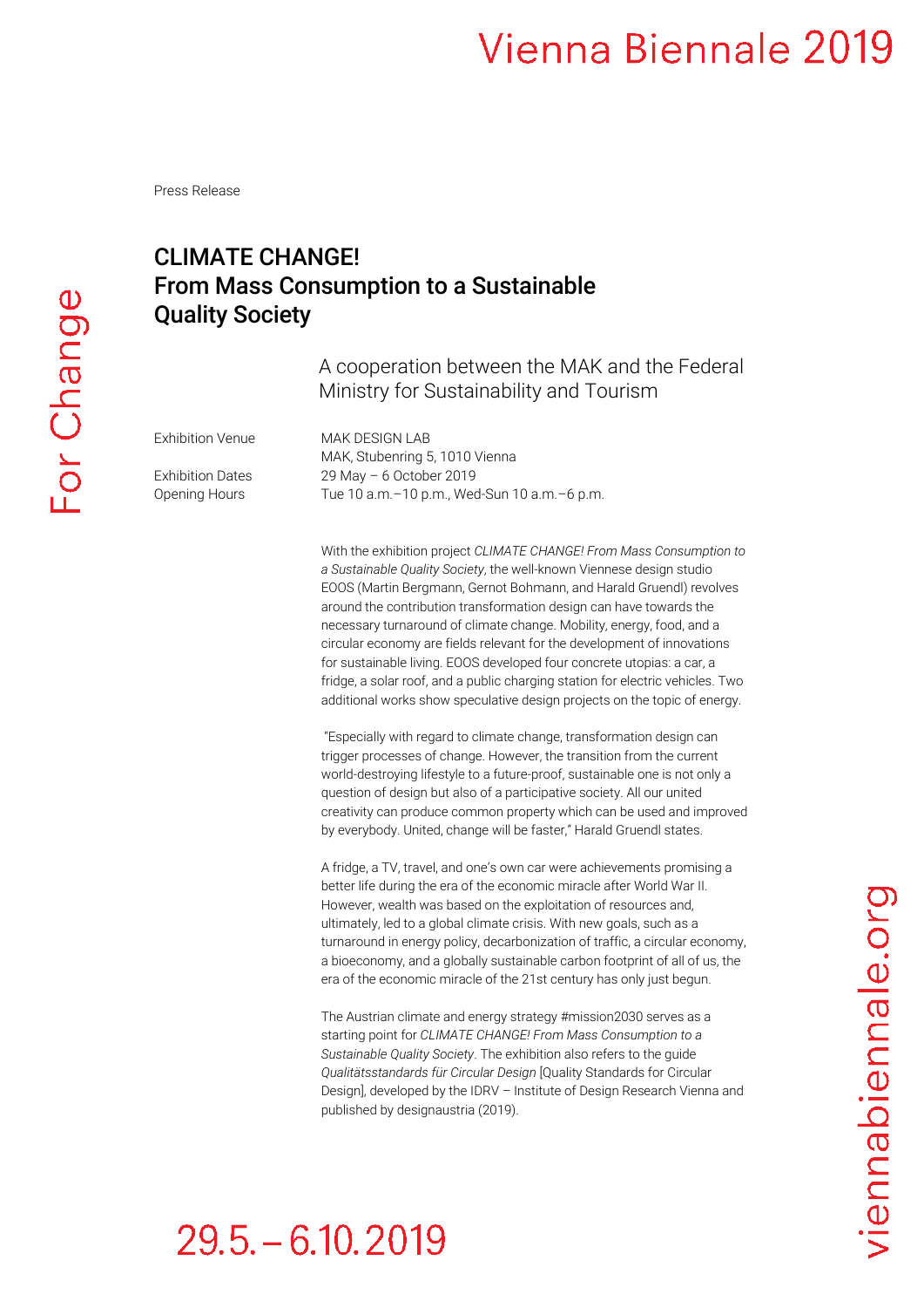Press Release

# CLIMATE CHANGE! From Mass Consumption to a Sustainable Quality Society

A cooperation between the MAK and the Federal Ministry for Sustainability and Tourism

Exhibition Venue: MAK DESIGN LAB
MAK, Stubenring 5, 1010 Vienna

Exhibition Dates: 29 May – 6 October 2019

Opening Hours: Tue 10 a.m.–10 p.m., Wed-Sun 10 a.m.–6 p.m.

With the exhibition project *CLIMATE CHANGE! From Mass Consumption to a Sustainable Quality Society*, the well-known Viennese design studio EOOS (Martin Bergmann, Gernot Bohmann, and Harald Gruendl) revolves around the contribution transformation design can have towards the necessary turnaround of climate change. Mobility, energy, food, and a circular economy are fields relevant for the development of innovations for sustainable living. EOOS developed four concrete utopias: a car, a fridge, a solar roof, and a public charging station for electric vehicles. Two additional works show speculative design projects on the topic of energy.

"Especially with regard to climate change, transformation design can trigger processes of change. However, the transition from the current world-destroying lifestyle to a future-proof, sustainable one is not only a question of design but also of a participative society. All our united creativity can produce common property which can be used and improved by everybody. United, change will be faster," Harald Gruendl states.

A fridge, a TV, travel, and one's own car were achievements promising a better life during the era of the economic miracle after World War II. However, wealth was based on the exploitation of resources and, ultimately, led to a global climate crisis. With new goals, such as a turnaround in energy policy, decarbonization of traffic, a circular economy, a bioeconomy, and a globally sustainable carbon footprint of all of us, the era of the economic miracle of the 21st century has only just begun.

The Austrian climate and energy strategy #mission2030 serves as a starting point for *CLIMATE CHANGE! From Mass Consumption to a Sustainable Quality Society*. The exhibition also refers to the guide *Qualitätsstandards für Circular Design* [Quality Standards for Circular Design], developed by the IDRV – Institute of Design Research Vienna and published by designaustria (2019).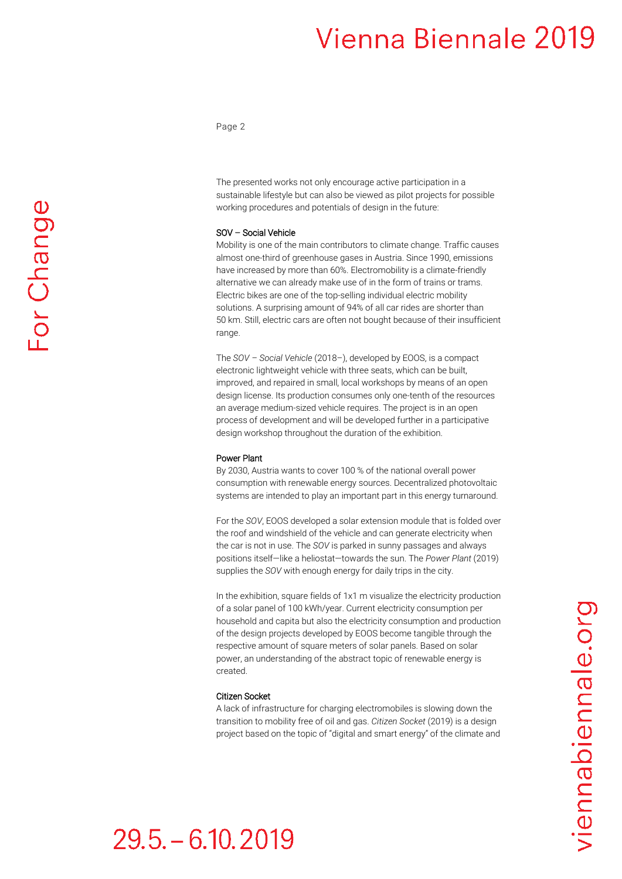The presented works not only encourage active participation in a sustainable lifestyle but can also be viewed as pilot projects for possible working procedures and potentials of design in the future:

### SOV – Social Vehicle

Mobility is one of the main contributors to climate change. Traffic causes almost one-third of greenhouse gases in Austria. Since 1990, emissions have increased by more than 60%. Electromobility is a climate-friendly alternative we can already make use of in the form of trains or trams. Electric bikes are one of the top-selling individual electric mobility solutions. A surprising amount of 94% of all car rides are shorter than 50 km. Still, electric cars are often not bought because of their insufficient range.

The *SOV – Social Vehicle* (2018–), developed by EOOS, is a compact electronic lightweight vehicle with three seats, which can be built, improved, and repaired in small, local workshops by means of an open design license. Its production consumes only one-tenth of the resources an average medium-sized vehicle requires. The project is in an open process of development and will be developed further in a participative design workshop throughout the duration of the exhibition.

### Power Plant

By 2030, Austria wants to cover 100 % of the national overall power consumption with renewable energy sources. Decentralized photovoltaic systems are intended to play an important part in this energy turnaround.

For the *SOV*, EOOS developed a solar extension module that is folded over the roof and windshield of the vehicle and can generate electricity when the car is not in use. The *SOV* is parked in sunny passages and always positions itself—like a heliostat—towards the sun. The *Power Plant* (2019) supplies the *SOV* with enough energy for daily trips in the city.

In the exhibition, square fields of 1x1 m visualize the electricity production of a solar panel of 100 kWh/year. Current electricity consumption per household and capita but also the electricity consumption and production of the design projects developed by EOOS become tangible through the respective amount of square meters of solar panels. Based on solar power, an understanding of the abstract topic of renewable energy is created.

### Citizen Socket

A lack of infrastructure for charging electromobiles is slowing down the transition to mobility free of oil and gas. *Citizen Socket* (2019) is a design project based on the topic of "digital and smart energy" of the climate and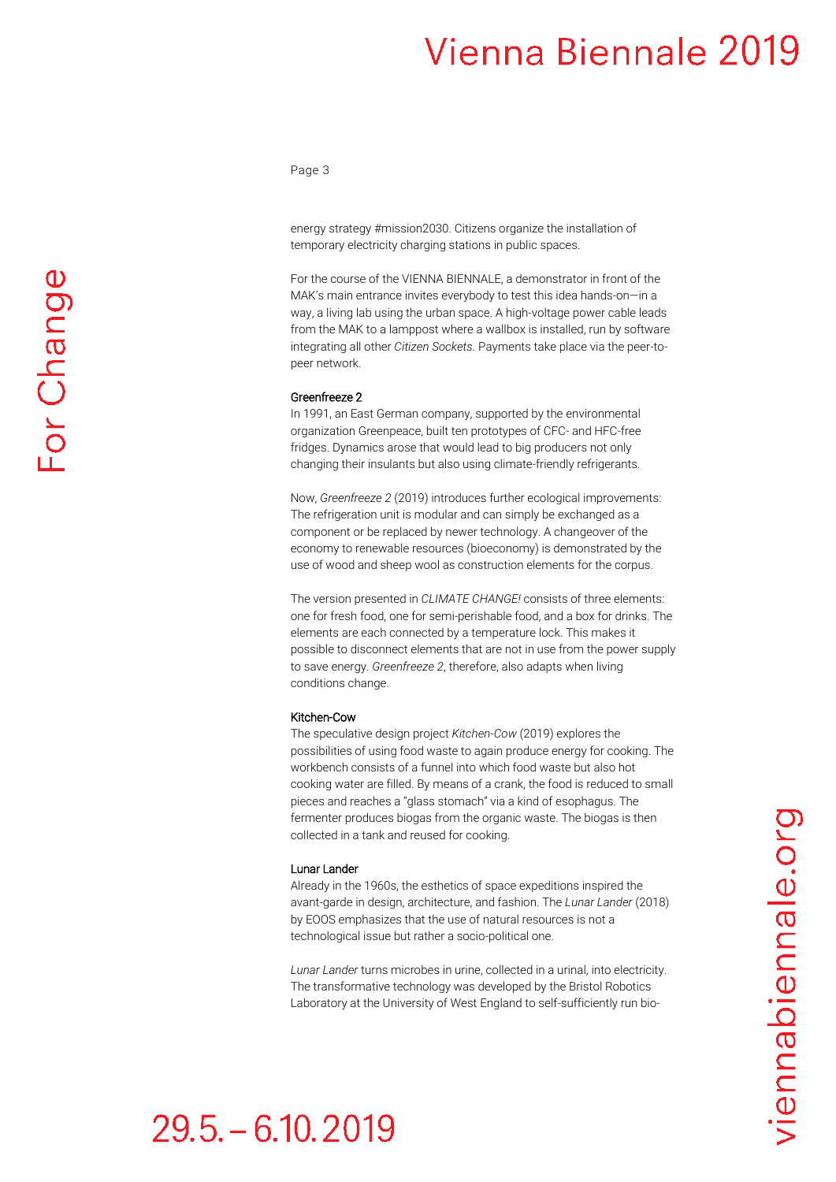energy strategy #mission2030. Citizens organize the installation of temporary electricity charging stations in public spaces.

For the course of the VIENNA BIENNALE, a demonstrator in front of the MAK's main entrance invites everybody to test this idea hands-on—in a way, a living lab using the urban space. A high-voltage power cable leads from the MAK to a lamppost where a wallbox is installed, run by software integrating all other *Citizen Sockets.* Payments take place via the peer-to-peer network.

### Greenfreeze 2

In 1991, an East German company, supported by the environmental organization Greenpeace, built ten prototypes of CFC- and HFC-free fridges. Dynamics arose that would lead to big producers not only changing their insulants but also using climate-friendly refrigerants.

Now, *Greenfreeze 2* (2019) introduces further ecological improvements: The refrigeration unit is modular and can simply be exchanged as a component or be replaced by newer technology. A changeover of the economy to renewable resources (bioeconomy) is demonstrated by the use of wood and sheep wool as construction elements for the corpus.

The version presented in *CLIMATE CHANGE!* consists of three elements: one for fresh food, one for semi-perishable food, and a box for drinks. The elements are each connected by a temperature lock. This makes it possible to disconnect elements that are not in use from the power supply to save energy. *Greenfreeze 2*, therefore, also adapts when living conditions change.

### Kitchen-Cow

The speculative design project *Kitchen-Cow* (2019) explores the possibilities of using food waste to again produce energy for cooking. The workbench consists of a funnel into which food waste but also hot cooking water are filled. By means of a crank, the food is reduced to small pieces and reaches a "glass stomach" via a kind of esophagus. The fermenter produces biogas from the organic waste. The biogas is then collected in a tank and reused for cooking.

### Lunar Lander

Already in the 1960s, the esthetics of space expeditions inspired the avant-garde in design, architecture, and fashion. The *Lunar Lander* (2018) by EOOS emphasizes that the use of natural resources is not a technological issue but rather a socio-political one.

*Lunar Lander* turns microbes in urine, collected in a urinal, into electricity. The transformative technology was developed by the Bristol Robotics Laboratory at the University of West England to self-sufficiently run bio-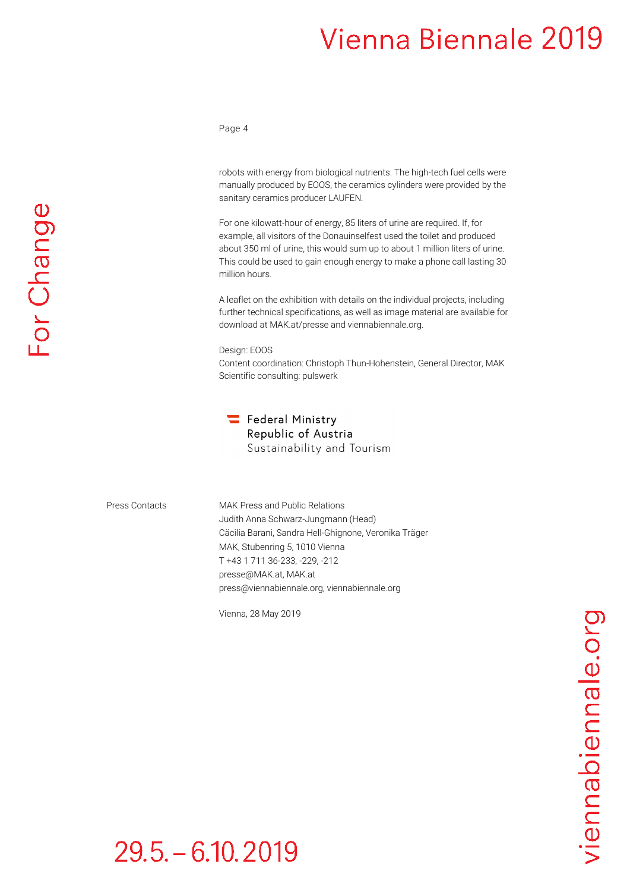robots with energy from biological nutrients. The high-tech fuel cells were manually produced by EOOS, the ceramics cylinders were provided by the sanitary ceramics producer LAUFEN.

For one kilowatt-hour of energy, 85 liters of urine are required. If, for example, all visitors of the Donauinselfest used the toilet and produced about 350 ml of urine, this would sum up to about 1 million liters of urine. This could be used to gain enough energy to make a phone call lasting 30 million hours.

A leaflet on the exhibition with details on the individual projects, including further technical specifications, as well as image material are available for download at MAK.at/presse and viennabiennale.org.

Design: EOOS
Content coordination: Christoph Thun-Hohenstein, General Director, MAK
Scientific consulting: pulswerk

Federal Ministry
Republic of Austria
Sustainability and Tourism

Press Contacts

MAK Press and Public Relations
Judith Anna Schwarz-Jungmann (Head)
Cäcilia Barani, Sandra Hell-Ghignone, Veronika Träger
MAK, Stubenring 5, 1010 Vienna
T +43 1 711 36-233, -229, -212
presse@MAK.at, MAK.at
press@viennabiennale.org, viennabiennale.org

Vienna, 28 May 2019